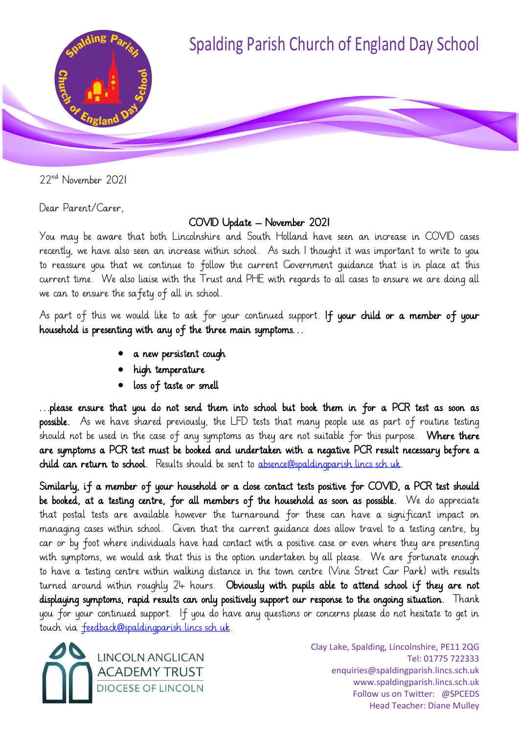# Spalding Parish Church of England Day School

22nd November 2021

Dear Parent/Carer,

## COVID Update – November 2021

You may be aware that both Lincolnshire and South Holland have seen an increase in COVID cases recently, we have also seen an increase within school. As such I thought it was important to write to you to reassure you that we continue to follow the current Government guidance that is in place at this current time. We also liaise with the Trust and PHE with regards to all cases to ensure we are doing all we can to ensure the safety of all in school.

As part of this we would like to ask for your continued support. **If your child or a member of your household is presenting with any of the three main symptoms…**

- **a new persistent cough**
- **high temperature**
- **loss of taste or smell**

**…please ensure that you do not send them into school but book them in for a PCR test as soon as possible.** As we have shared previously, the LFD tests that many people use as part of routine testing should not be used in the case of any symptoms as they are not suitable for this purpose. **Where there are symptoms a PCR test must be booked and undertaken with a negative PCR result necessary before a child can return to school.** Results should be sent to absence@spaldingparish.lincs.sch.uk.

**Similarly, if a member of your household or a close contact tests positive for COVID, a PCR test should be booked, at a testing centre, for all members of the household as soon as possible.** We do appreciate that postal tests are available however the turnaround for these can have a significant impact on managing cases within school. Given that the current guidance does allow travel to a testing centre, by car or by foot where individuals have had contact with a positive case or even where they are presenting with symptoms, we would ask that this is the option undertaken by all please. We are fortunate enough to have a testing centre within walking distance in the town centre (Vine Street Car Park) with results turned around within roughly 24 hours. **Obviously with pupils able to attend school if they are not displaying symptoms, rapid results can only positively support our response to the ongoing situation.** Thank you for your continued support. If you do have any questions or concerns please do not hesitate to get in touch via feedback@spaldingparish.lincs.sch.uk.

LINCOLN ANGLICAN ACADEMY TRUST
DIOCESE OF LINCOLN

Clay Lake, Spalding, Lincolnshire, PE11 2QG
Tel: 01775 722333
enquiries@spaldingparish.lincs.sch.uk
www.spaldingparish.lincs.sch.uk
Follow us on Twitter: @SPCEDS
Head Teacher: Diane Mulley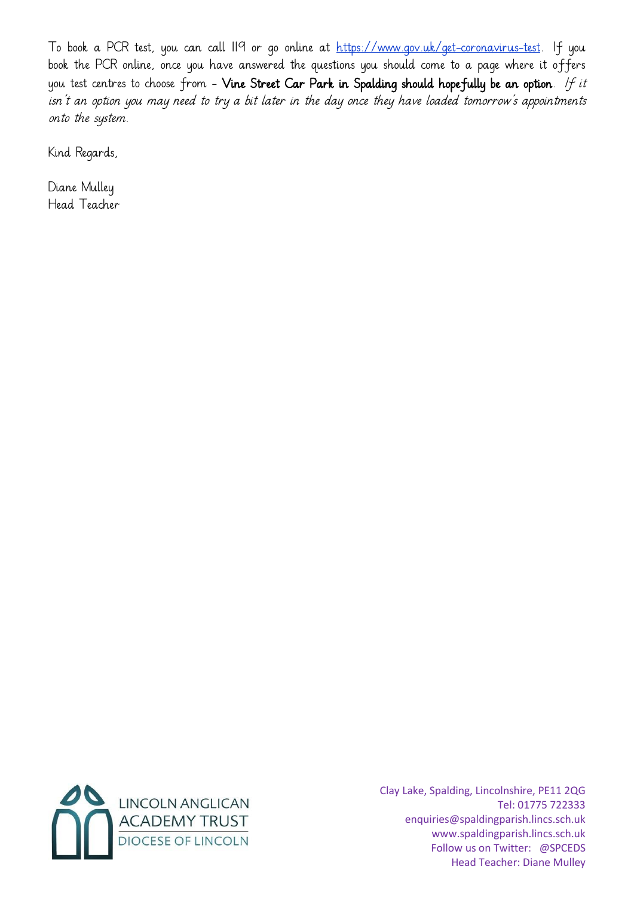To book a PCR test, you can call 119 or go online at [https://www.gov.uk/get-coronavirus-test](https://www.gov.uk/get-coronavirus-test). If you book the PCR online, once you have answered the questions you should come to a page where it offers you test centres to choose from – **Vine Street Car Park in Spalding should hopefully be an option**. *If it isn't an option you may need to try a bit later in the day once they have loaded tomorrow's appointments onto the system.*

Kind Regards,

Diane Mulley
Head Teacher

LINCOLN ANGLICAN ACADEMY TRUST
DIOCESE OF LINCOLN

Clay Lake, Spalding, Lincolnshire, PE11 2QG
Tel: 01775 722333
enquiries@spaldingparish.lincs.sch.uk
www.spaldingparish.lincs.sch.uk
Follow us on Twitter: @SPCEDS
Head Teacher: Diane Mulley